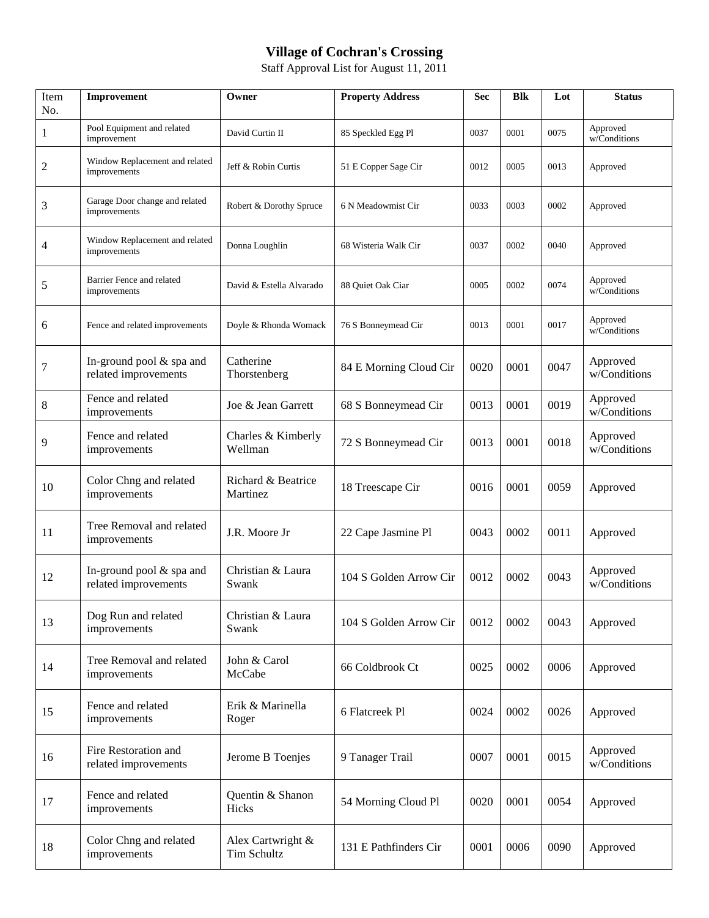# Village of Cochran's Crossing

Staff Approval List for August 11, 2011

| Item No. | Improvement | Owner | Property Address | Sec | Blk | Lot | Status |
|---|---|---|---|---|---|---|---|
| 1 | Pool Equipment and related improvement | David Curtin II | 85 Speckled Egg Pl | 0037 | 0001 | 0075 | Approved w/Conditions |
| 2 | Window Replacement and related improvements | Jeff & Robin Curtis | 51 E Copper Sage Cir | 0012 | 0005 | 0013 | Approved |
| 3 | Garage Door change and related improvements | Robert & Dorothy Spruce | 6 N Meadowmist Cir | 0033 | 0003 | 0002 | Approved |
| 4 | Window Replacement and related improvements | Donna Loughlin | 68 Wisteria Walk Cir | 0037 | 0002 | 0040 | Approved |
| 5 | Barrier Fence and related improvements | David & Estella Alvarado | 88 Quiet Oak Ciar | 0005 | 0002 | 0074 | Approved w/Conditions |
| 6 | Fence and related improvements | Doyle & Rhonda Womack | 76 S Bonneymead Cir | 0013 | 0001 | 0017 | Approved w/Conditions |
| 7 | In-ground pool & spa and related improvements | Catherine Thorstenberg | 84 E Morning Cloud Cir | 0020 | 0001 | 0047 | Approved w/Conditions |
| 8 | Fence and related improvements | Joe & Jean Garrett | 68 S Bonneymead Cir | 0013 | 0001 | 0019 | Approved w/Conditions |
| 9 | Fence and related improvements | Charles & Kimberly Wellman | 72 S Bonneymead Cir | 0013 | 0001 | 0018 | Approved w/Conditions |
| 10 | Color Chng and related improvements | Richard & Beatrice Martinez | 18 Treescape Cir | 0016 | 0001 | 0059 | Approved |
| 11 | Tree Removal and related improvements | J.R. Moore Jr | 22 Cape Jasmine Pl | 0043 | 0002 | 0011 | Approved |
| 12 | In-ground pool & spa and related improvements | Christian & Laura Swank | 104 S Golden Arrow Cir | 0012 | 0002 | 0043 | Approved w/Conditions |
| 13 | Dog Run and related improvements | Christian & Laura Swank | 104 S Golden Arrow Cir | 0012 | 0002 | 0043 | Approved |
| 14 | Tree Removal and related improvements | John & Carol McCabe | 66 Coldbrook Ct | 0025 | 0002 | 0006 | Approved |
| 15 | Fence and related improvements | Erik & Marinella Roger | 6 Flatcreek Pl | 0024 | 0002 | 0026 | Approved |
| 16 | Fire Restoration and related improvements | Jerome B Toenjes | 9 Tanager Trail | 0007 | 0001 | 0015 | Approved w/Conditions |
| 17 | Fence and related improvements | Quentin & Shanon Hicks | 54 Morning Cloud Pl | 0020 | 0001 | 0054 | Approved |
| 18 | Color Chng and related improvements | Alex Cartwright & Tim Schultz | 131 E Pathfinders Cir | 0001 | 0006 | 0090 | Approved |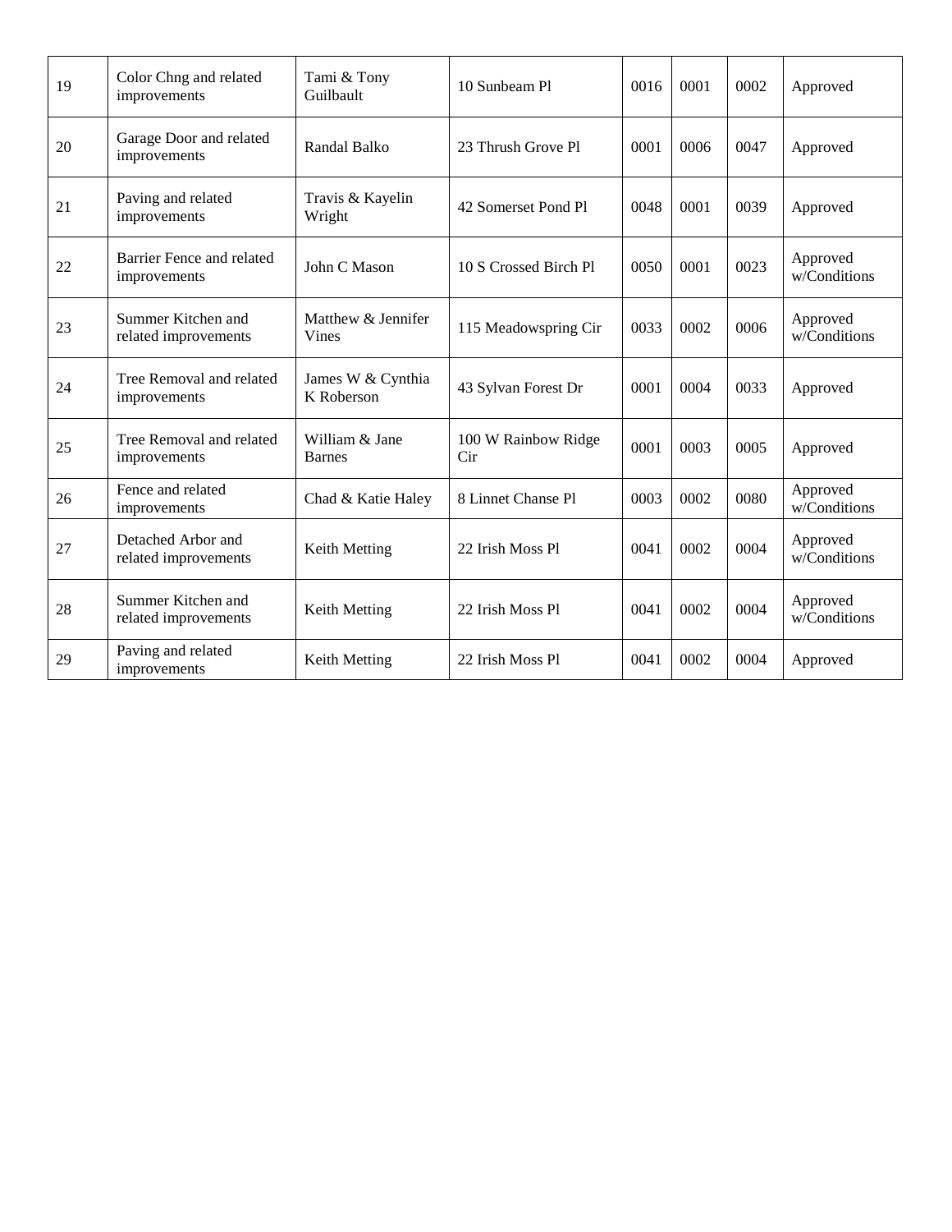| | | | | | | | |
|---|---|---|---|---|---|---|---|
| 19 | Color Chng and related improvements | Tami & Tony Guilbault | 10 Sunbeam Pl | 0016 | 0001 | 0002 | Approved |
| 20 | Garage Door and related improvements | Randal Balko | 23 Thrush Grove Pl | 0001 | 0006 | 0047 | Approved |
| 21 | Paving and related improvements | Travis & Kayelin Wright | 42 Somerset Pond Pl | 0048 | 0001 | 0039 | Approved |
| 22 | Barrier Fence and related improvements | John C Mason | 10 S Crossed Birch Pl | 0050 | 0001 | 0023 | Approved w/Conditions |
| 23 | Summer Kitchen and related improvements | Matthew & Jennifer Vines | 115 Meadowspring Cir | 0033 | 0002 | 0006 | Approved w/Conditions |
| 24 | Tree Removal and related improvements | James W & Cynthia K Roberson | 43 Sylvan Forest Dr | 0001 | 0004 | 0033 | Approved |
| 25 | Tree Removal and related improvements | William & Jane Barnes | 100 W Rainbow Ridge Cir | 0001 | 0003 | 0005 | Approved |
| 26 | Fence and related improvements | Chad & Katie Haley | 8 Linnet Chanse Pl | 0003 | 0002 | 0080 | Approved w/Conditions |
| 27 | Detached Arbor and related improvements | Keith Metting | 22 Irish Moss Pl | 0041 | 0002 | 0004 | Approved w/Conditions |
| 28 | Summer Kitchen and related improvements | Keith Metting | 22 Irish Moss Pl | 0041 | 0002 | 0004 | Approved w/Conditions |
| 29 | Paving and related improvements | Keith Metting | 22 Irish Moss Pl | 0041 | 0002 | 0004 | Approved |